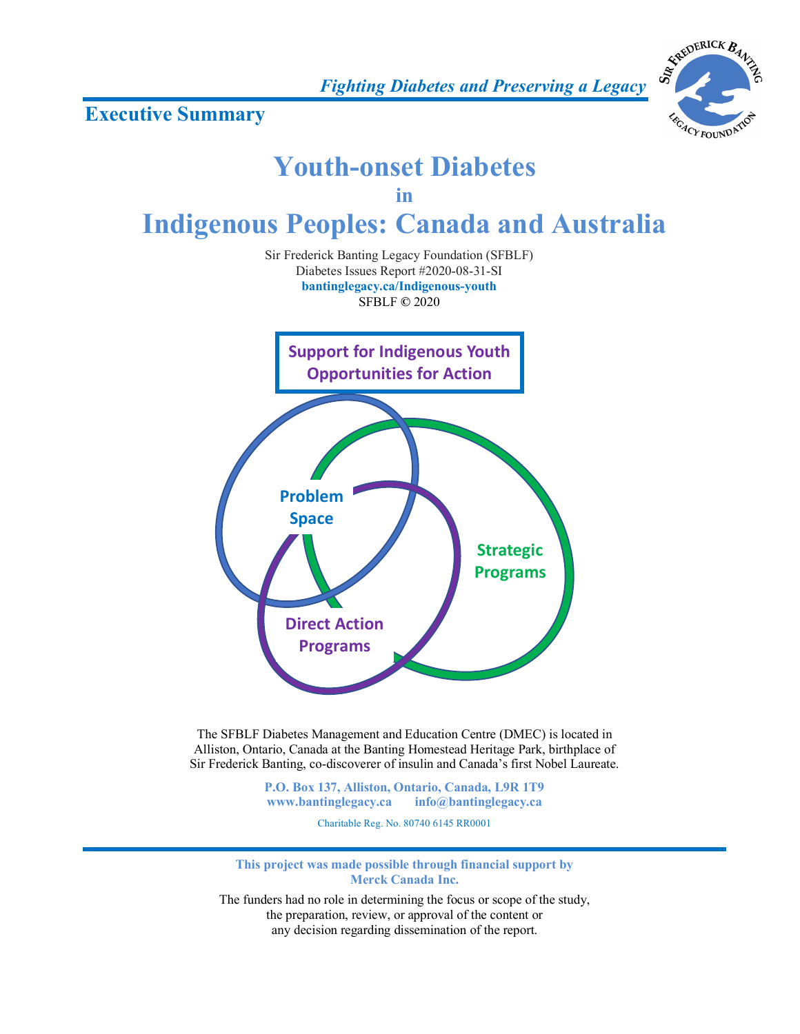*Fighting Diabetes and Preserving a Legacy*

## Executive Summary

# Youth-onset Diabetes in Indigenous Peoples: Canada and Australia

Sir Frederick Banting Legacy Foundation (SFBLF)
Diabetes Issues Report #2020-08-31-SI
**bantinglegacy.ca/Indigenous-youth**
SFBLF © 2020

**Support for Indigenous Youth**
**Opportunities for Action**

Problem Space

Strategic Programs

Direct Action Programs

The SFBLF Diabetes Management and Education Centre (DMEC) is located in Alliston, Ontario, Canada at the Banting Homestead Heritage Park, birthplace of Sir Frederick Banting, co-discoverer of insulin and Canada's first Nobel Laureate.

**P.O. Box 137, Alliston, Ontario, Canada, L9R 1T9**
**www.bantinglegacy.ca info@bantinglegacy.ca**

Charitable Reg. No. 80740 6145 RR0001

**This project was made possible through financial support by Merck Canada Inc.**

The funders had no role in determining the focus or scope of the study, the preparation, review, or approval of the content or any decision regarding dissemination of the report.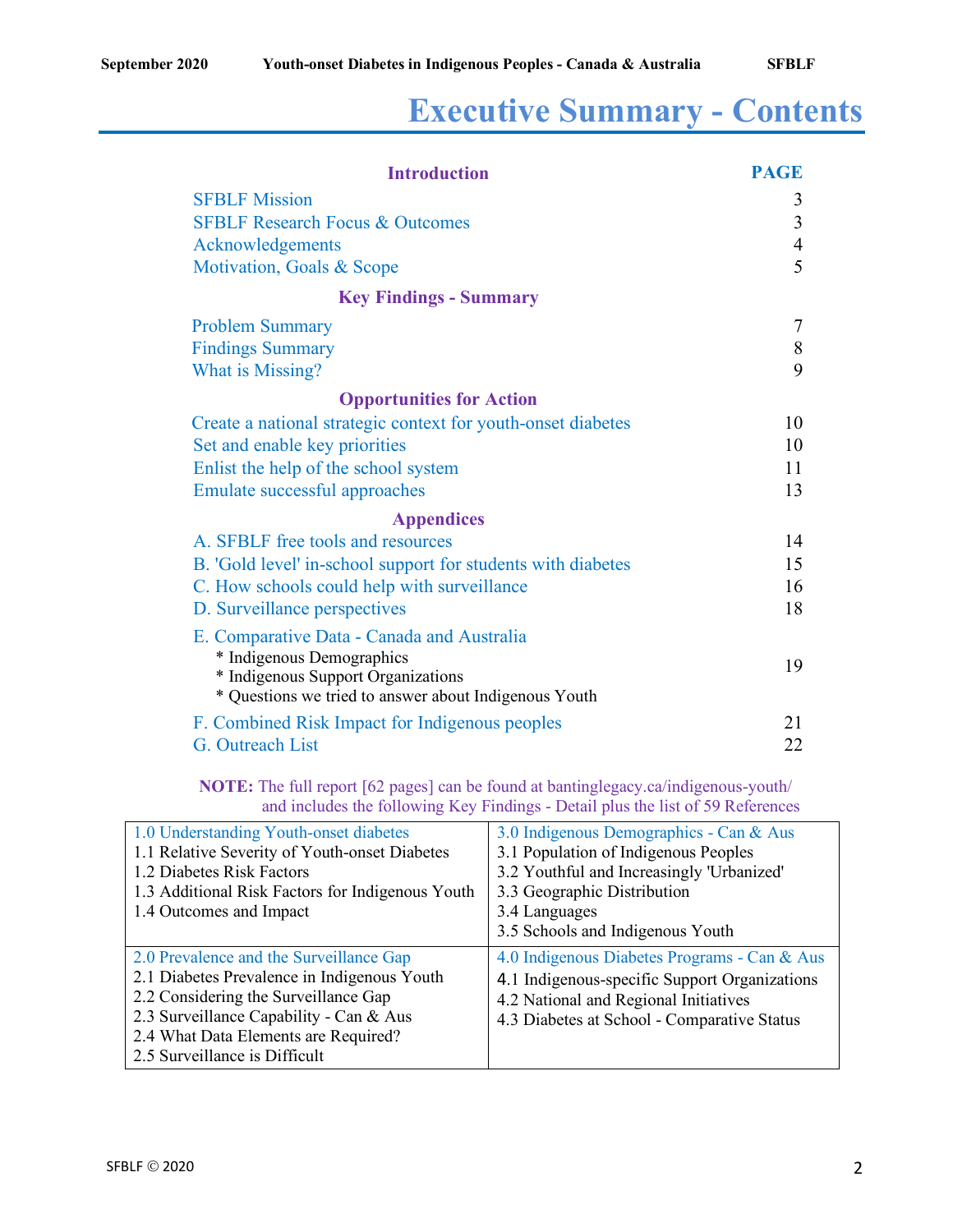# Executive Summary - Contents

| Introduction | PAGE |
|---|---|
| SFBLF Mission | 3 |
| SFBLF Research Focus & Outcomes | 3 |
| Acknowledgements | 4 |
| Motivation, Goals & Scope | 5 |
| **Key Findings - Summary** | |
| Problem Summary | 7 |
| Findings Summary | 8 |
| What is Missing? | 9 |
| **Opportunities for Action** | |
| Create a national strategic context for youth-onset diabetes | 10 |
| Set and enable key priorities | 10 |
| Enlist the help of the school system | 11 |
| Emulate successful approaches | 13 |
| **Appendices** | |
| A. SFBLF free tools and resources | 14 |
| B. 'Gold level' in-school support for students with diabetes | 15 |
| C. How schools could help with surveillance | 16 |
| D. Surveillance perspectives | 18 |
| E. Comparative Data - Canada and Australia<br>* Indigenous Demographics<br>* Indigenous Support Organizations<br>* Questions we tried to answer about Indigenous Youth | 19 |
| F. Combined Risk Impact for Indigenous peoples | 21 |
| G. Outreach List | 22 |

**NOTE:** The full report [62 pages] can be found at bantinglegacy.ca/indigenous-youth/ and includes the following Key Findings - Detail plus the list of 59 References

| | |
|---|---|
| 1.0 Understanding Youth-onset diabetes<br>1.1 Relative Severity of Youth-onset Diabetes<br>1.2 Diabetes Risk Factors<br>1.3 Additional Risk Factors for Indigenous Youth<br>1.4 Outcomes and Impact | 3.0 Indigenous Demographics - Can & Aus<br>3.1 Population of Indigenous Peoples<br>3.2 Youthful and Increasingly 'Urbanized'<br>3.3 Geographic Distribution<br>3.4 Languages<br>3.5 Schools and Indigenous Youth |
| 2.0 Prevalence and the Surveillance Gap<br>2.1 Diabetes Prevalence in Indigenous Youth<br>2.2 Considering the Surveillance Gap<br>2.3 Surveillance Capability - Can & Aus<br>2.4 What Data Elements are Required?<br>2.5 Surveillance is Difficult | 4.0 Indigenous Diabetes Programs - Can & Aus<br>4.1 Indigenous-specific Support Organizations<br>4.2 National and Regional Initiatives<br>4.3 Diabetes at School - Comparative Status |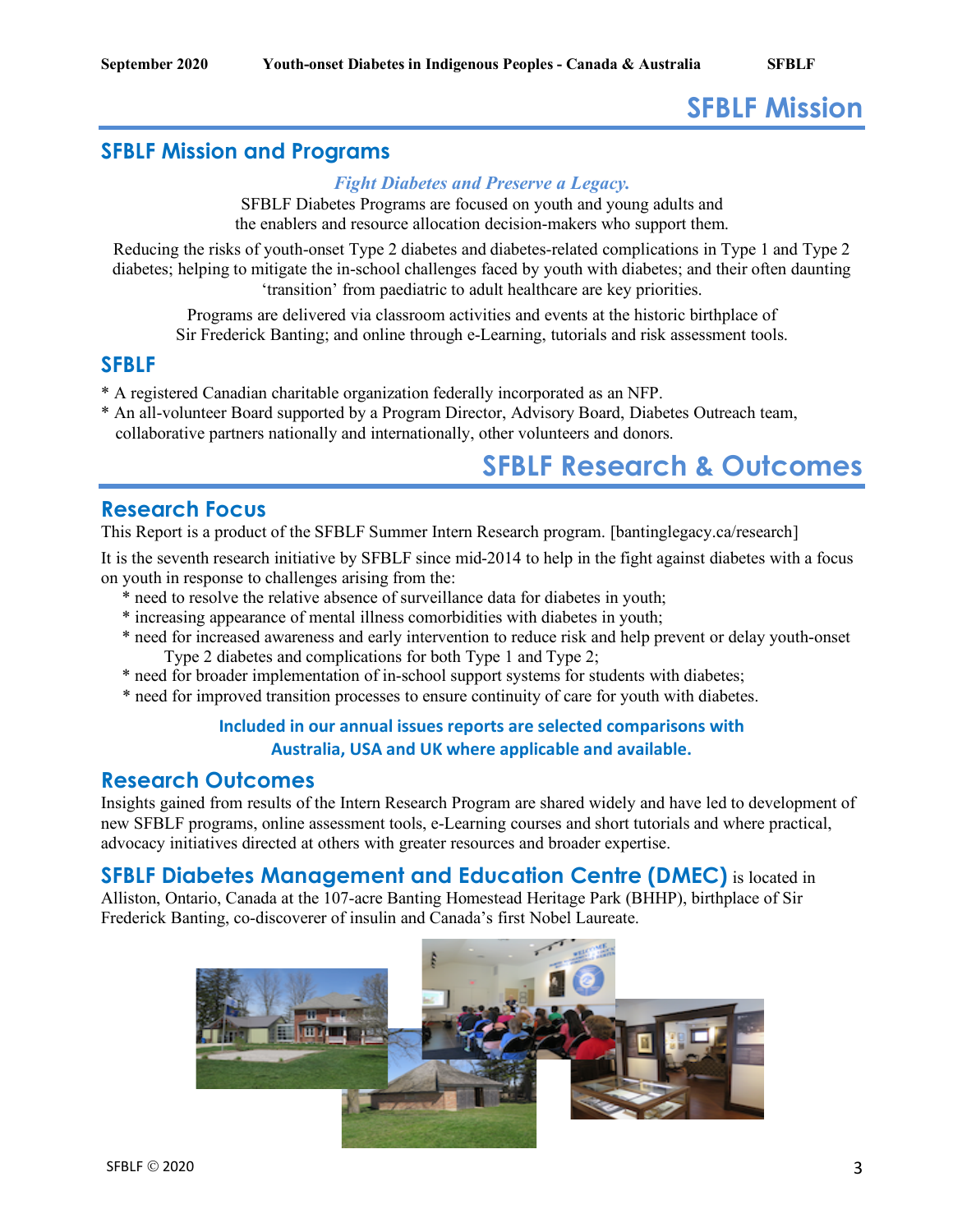# SFBLF Mission

## SFBLF Mission and Programs

*Fight Diabetes and Preserve a Legacy.*

SFBLF Diabetes Programs are focused on youth and young adults and the enablers and resource allocation decision-makers who support them.

Reducing the risks of youth-onset Type 2 diabetes and diabetes-related complications in Type 1 and Type 2 diabetes; helping to mitigate the in-school challenges faced by youth with diabetes; and their often daunting 'transition' from paediatric to adult healthcare are key priorities.

Programs are delivered via classroom activities and events at the historic birthplace of Sir Frederick Banting; and online through e-Learning, tutorials and risk assessment tools.

## SFBLF

* A registered Canadian charitable organization federally incorporated as an NFP.
* An all-volunteer Board supported by a Program Director, Advisory Board, Diabetes Outreach team, collaborative partners nationally and internationally, other volunteers and donors.

# SFBLF Research & Outcomes

## Research Focus

This Report is a product of the SFBLF Summer Intern Research program. [bantinglegacy.ca/research]

It is the seventh research initiative by SFBLF since mid-2014 to help in the fight against diabetes with a focus on youth in response to challenges arising from the:

* need to resolve the relative absence of surveillance data for diabetes in youth;
* increasing appearance of mental illness comorbidities with diabetes in youth;
* need for increased awareness and early intervention to reduce risk and help prevent or delay youth-onset Type 2 diabetes and complications for both Type 1 and Type 2;
* need for broader implementation of in-school support systems for students with diabetes;
* need for improved transition processes to ensure continuity of care for youth with diabetes.

**Included in our annual issues reports are selected comparisons with Australia, USA and UK where applicable and available.**

## Research Outcomes

Insights gained from results of the Intern Research Program are shared widely and have led to development of new SFBLF programs, online assessment tools, e-Learning courses and short tutorials and where practical, advocacy initiatives directed at others with greater resources and broader expertise.

**SFBLF Diabetes Management and Education Centre (DMEC)** is located in Alliston, Ontario, Canada at the 107-acre Banting Homestead Heritage Park (BHHP), birthplace of Sir Frederick Banting, co-discoverer of insulin and Canada's first Nobel Laureate.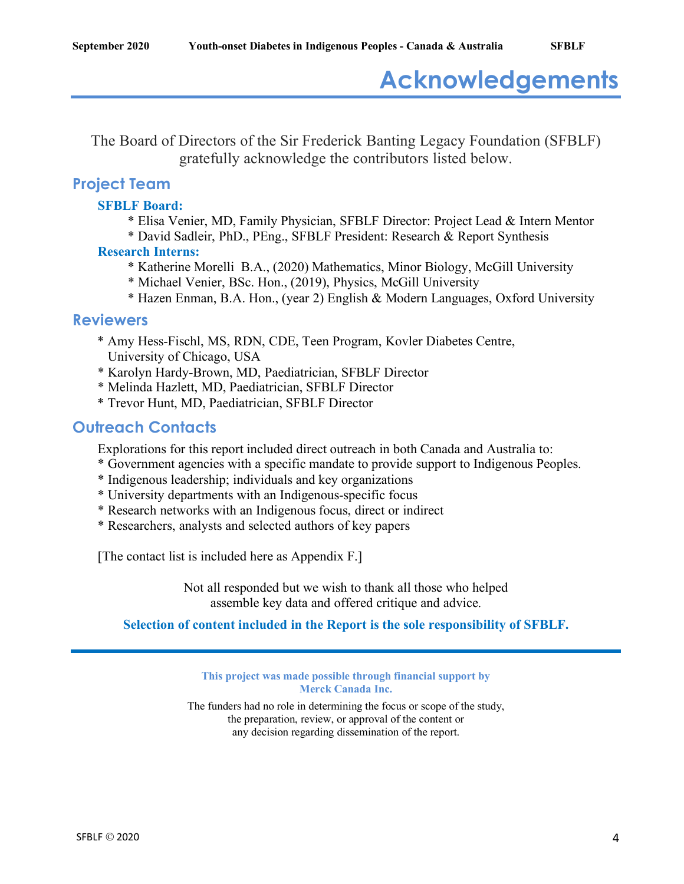# Acknowledgements

The Board of Directors of the Sir Frederick Banting Legacy Foundation (SFBLF) gratefully acknowledge the contributors listed below.

## Project Team

### SFBLF Board:

* Elisa Venier, MD, Family Physician, SFBLF Director: Project Lead & Intern Mentor
* David Sadleir, PhD., PEng., SFBLF President: Research & Report Synthesis

### Research Interns:

* Katherine Morelli B.A., (2020) Mathematics, Minor Biology, McGill University
* Michael Venier, BSc. Hon., (2019), Physics, McGill University
* Hazen Enman, B.A. Hon., (year 2) English & Modern Languages, Oxford University

## Reviewers

* Amy Hess-Fischl, MS, RDN, CDE, Teen Program, Kovler Diabetes Centre, University of Chicago, USA
* Karolyn Hardy-Brown, MD, Paediatrician, SFBLF Director
* Melinda Hazlett, MD, Paediatrician, SFBLF Director
* Trevor Hunt, MD, Paediatrician, SFBLF Director

## Outreach Contacts

Explorations for this report included direct outreach in both Canada and Australia to:

* Government agencies with a specific mandate to provide support to Indigenous Peoples.
* Indigenous leadership; individuals and key organizations
* University departments with an Indigenous-specific focus
* Research networks with an Indigenous focus, direct or indirect
* Researchers, analysts and selected authors of key papers

[The contact list is included here as Appendix F.]

Not all responded but we wish to thank all those who helped assemble key data and offered critique and advice.

**Selection of content included in the Report is the sole responsibility of SFBLF.**

---

**This project was made possible through financial support by Merck Canada Inc.**

The funders had no role in determining the focus or scope of the study, the preparation, review, or approval of the content or any decision regarding dissemination of the report.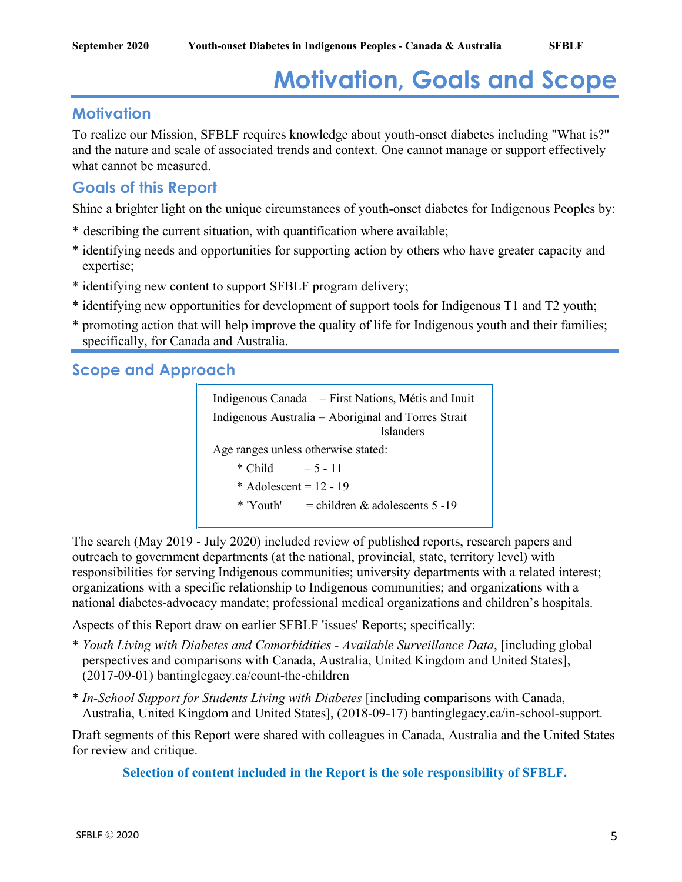# Motivation, Goals and Scope

## Motivation

To realize our Mission, SFBLF requires knowledge about youth-onset diabetes including "What is?" and the nature and scale of associated trends and context. One cannot manage or support effectively what cannot be measured.

## Goals of this Report

Shine a brighter light on the unique circumstances of youth-onset diabetes for Indigenous Peoples by:

* describing the current situation, with quantification where available;
* identifying needs and opportunities for supporting action by others who have greater capacity and expertise;
* identifying new content to support SFBLF program delivery;
* identifying new opportunities for development of support tools for Indigenous T1 and T2 youth;
* promoting action that will help improve the quality of life for Indigenous youth and their families; specifically, for Canada and Australia.

## Scope and Approach

Indigenous Canada = First Nations, Métis and Inuit

Indigenous Australia = Aboriginal and Torres Strait Islanders

Age ranges unless otherwise stated:

* Child = 5 - 11
* Adolescent = 12 - 19
* 'Youth' = children & adolescents 5 -19

The search (May 2019 - July 2020) included review of published reports, research papers and outreach to government departments (at the national, provincial, state, territory level) with responsibilities for serving Indigenous communities; university departments with a related interest; organizations with a specific relationship to Indigenous communities; and organizations with a national diabetes-advocacy mandate; professional medical organizations and children's hospitals.

Aspects of this Report draw on earlier SFBLF 'issues' Reports; specifically:

* *Youth Living with Diabetes and Comorbidities - Available Surveillance Data*, [including global perspectives and comparisons with Canada, Australia, United Kingdom and United States], (2017-09-01) bantinglegacy.ca/count-the-children
* *In-School Support for Students Living with Diabetes* [including comparisons with Canada, Australia, United Kingdom and United States], (2018-09-17) bantinglegacy.ca/in-school-support.

Draft segments of this Report were shared with colleagues in Canada, Australia and the United States for review and critique.

**Selection of content included in the Report is the sole responsibility of SFBLF.**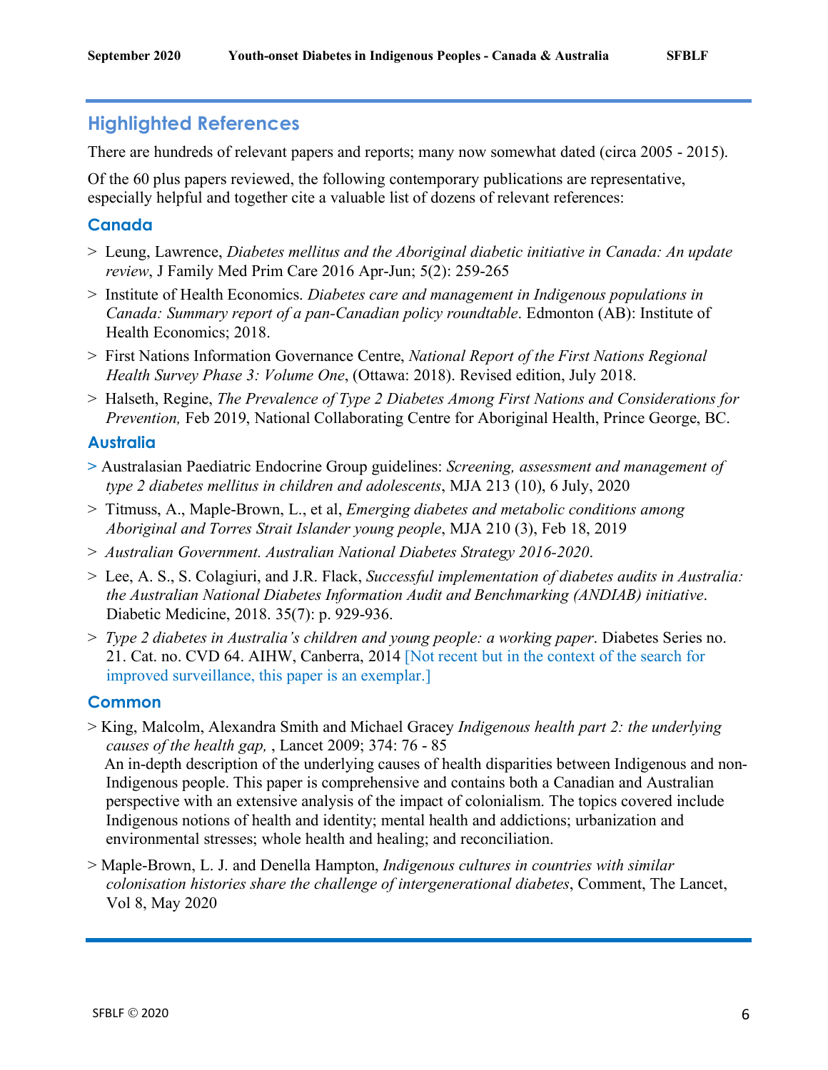## Highlighted References

There are hundreds of relevant papers and reports; many now somewhat dated (circa 2005 - 2015).

Of the 60 plus papers reviewed, the following contemporary publications are representative, especially helpful and together cite a valuable list of dozens of relevant references:

### Canada

> Leung, Lawrence, *Diabetes mellitus and the Aboriginal diabetic initiative in Canada: An update review*, J Family Med Prim Care 2016 Apr-Jun; 5(2): 259-265

> Institute of Health Economics. *Diabetes care and management in Indigenous populations in Canada: Summary report of a pan-Canadian policy roundtable*. Edmonton (AB): Institute of Health Economics; 2018.

> First Nations Information Governance Centre, *National Report of the First Nations Regional Health Survey Phase 3: Volume One*, (Ottawa: 2018). Revised edition, July 2018.

> Halseth, Regine, *The Prevalence of Type 2 Diabetes Among First Nations and Considerations for Prevention,* Feb 2019, National Collaborating Centre for Aboriginal Health, Prince George, BC.

### Australia

> Australasian Paediatric Endocrine Group guidelines: *Screening, assessment and management of type 2 diabetes mellitus in children and adolescents*, MJA 213 (10), 6 July, 2020

> Titmuss, A., Maple-Brown, L., et al, *Emerging diabetes and metabolic conditions among Aboriginal and Torres Strait Islander young people*, MJA 210 (3), Feb 18, 2019

> *Australian Government. Australian National Diabetes Strategy 2016-2020*.

> Lee, A. S., S. Colagiuri, and J.R. Flack, *Successful implementation of diabetes audits in Australia: the Australian National Diabetes Information Audit and Benchmarking (ANDIAB) initiative*. Diabetic Medicine, 2018. 35(7): p. 929-936.

> *Type 2 diabetes in Australia's children and young people: a working paper*. Diabetes Series no. 21. Cat. no. CVD 64. AIHW, Canberra, 2014 [Not recent but in the context of the search for improved surveillance, this paper is an exemplar.]

### Common

> King, Malcolm, Alexandra Smith and Michael Gracey *Indigenous health part 2: the underlying causes of the health gap,* , Lancet 2009; 374: 76 - 85
An in-depth description of the underlying causes of health disparities between Indigenous and non-Indigenous people. This paper is comprehensive and contains both a Canadian and Australian perspective with an extensive analysis of the impact of colonialism. The topics covered include Indigenous notions of health and identity; mental health and addictions; urbanization and environmental stresses; whole health and healing; and reconciliation.

> Maple-Brown, L. J. and Denella Hampton, *Indigenous cultures in countries with similar colonisation histories share the challenge of intergenerational diabetes*, Comment, The Lancet, Vol 8, May 2020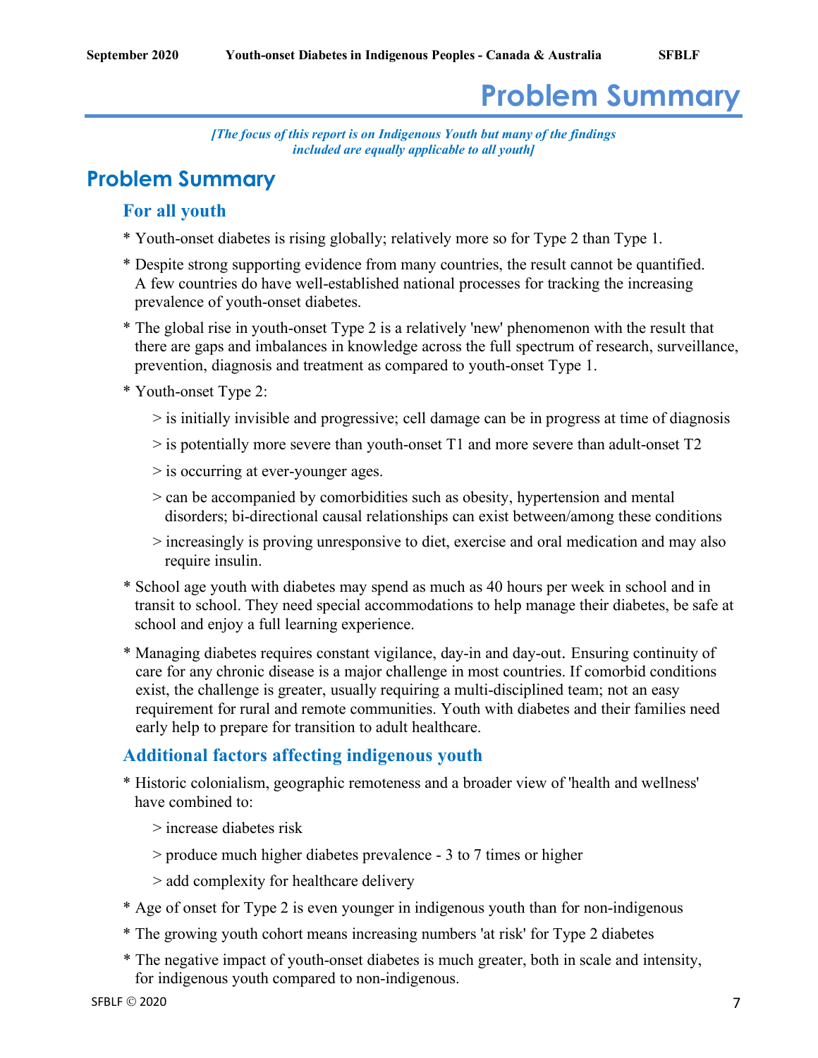# Problem Summary

*[The focus of this report is on Indigenous Youth but many of the findings included are equally applicable to all youth]*

## Problem Summary

### For all youth

* Youth-onset diabetes is rising globally; relatively more so for Type 2 than Type 1.
* Despite strong supporting evidence from many countries, the result cannot be quantified. A few countries do have well-established national processes for tracking the increasing prevalence of youth-onset diabetes.
* The global rise in youth-onset Type 2 is a relatively 'new' phenomenon with the result that there are gaps and imbalances in knowledge across the full spectrum of research, surveillance, prevention, diagnosis and treatment as compared to youth-onset Type 1.
* Youth-onset Type 2:
  > is initially invisible and progressive; cell damage can be in progress at time of diagnosis
  > is potentially more severe than youth-onset T1 and more severe than adult-onset T2
  > is occurring at ever-younger ages.
  > can be accompanied by comorbidities such as obesity, hypertension and mental disorders; bi-directional causal relationships can exist between/among these conditions
  > increasingly is proving unresponsive to diet, exercise and oral medication and may also require insulin.
* School age youth with diabetes may spend as much as 40 hours per week in school and in transit to school. They need special accommodations to help manage their diabetes, be safe at school and enjoy a full learning experience.
* Managing diabetes requires constant vigilance, day-in and day-out. Ensuring continuity of care for any chronic disease is a major challenge in most countries. If comorbid conditions exist, the challenge is greater, usually requiring a multi-disciplined team; not an easy requirement for rural and remote communities. Youth with diabetes and their families need early help to prepare for transition to adult healthcare.

### Additional factors affecting indigenous youth

* Historic colonialism, geographic remoteness and a broader view of 'health and wellness' have combined to:
  > increase diabetes risk
  > produce much higher diabetes prevalence - 3 to 7 times or higher
  > add complexity for healthcare delivery
* Age of onset for Type 2 is even younger in indigenous youth than for non-indigenous
* The growing youth cohort means increasing numbers 'at risk' for Type 2 diabetes
* The negative impact of youth-onset diabetes is much greater, both in scale and intensity, for indigenous youth compared to non-indigenous.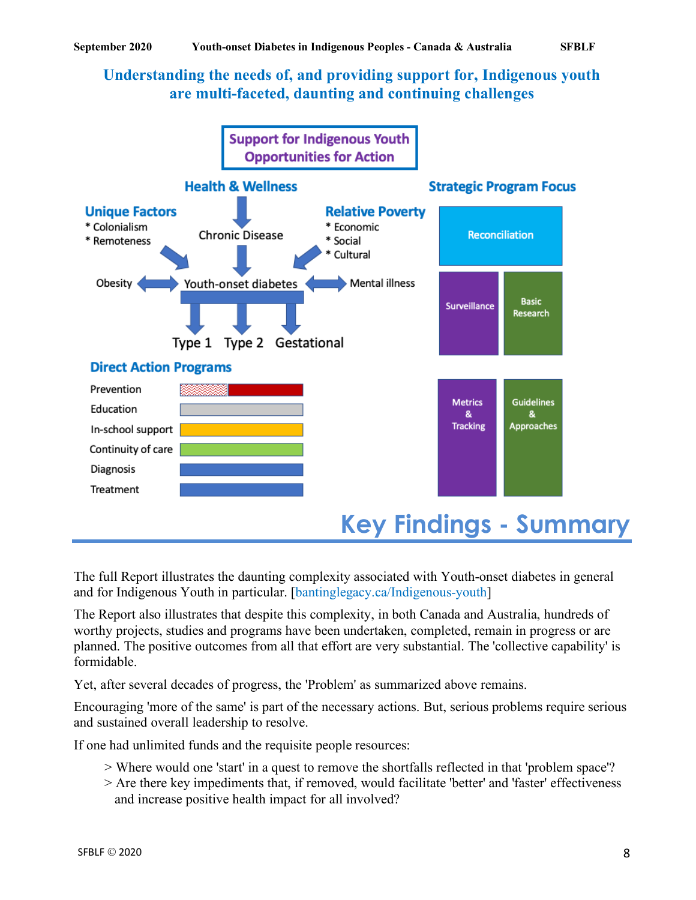## Understanding the needs of, and providing support for, Indigenous youth are multi-faceted, daunting and continuing challenges

**Support for Indigenous Youth**
**Opportunities for Action**

**Health & Wellness**

**Unique Factors**
* Colonialism
* Remoteness

Chronic Disease

**Relative Poverty**
* Economic
* Social
* Cultural

Obesity ↔ Youth-onset diabetes ↔ Mental illness

Type 1 Type 2 Gestational

**Direct Action Programs**

- Prevention
- Education
- In-school support
- Continuity of care
- Diagnosis
- Treatment

**Strategic Program Focus**

- Reconciliation
- Surveillance
- Basic Research
- Metrics & Tracking
- Guidelines & Approaches

# Key Findings - Summary

The full Report illustrates the daunting complexity associated with Youth-onset diabetes in general and for Indigenous Youth in particular. [bantinglegacy.ca/Indigenous-youth]

The Report also illustrates that despite this complexity, in both Canada and Australia, hundreds of worthy projects, studies and programs have been undertaken, completed, remain in progress or are planned. The positive outcomes from all that effort are very substantial. The 'collective capability' is formidable.

Yet, after several decades of progress, the 'Problem' as summarized above remains.

Encouraging 'more of the same' is part of the necessary actions. But, serious problems require serious and sustained overall leadership to resolve.

If one had unlimited funds and the requisite people resources:

> Where would one 'start' in a quest to remove the shortfalls reflected in that 'problem space'?
> Are there key impediments that, if removed, would facilitate 'better' and 'faster' effectiveness and increase positive health impact for all involved?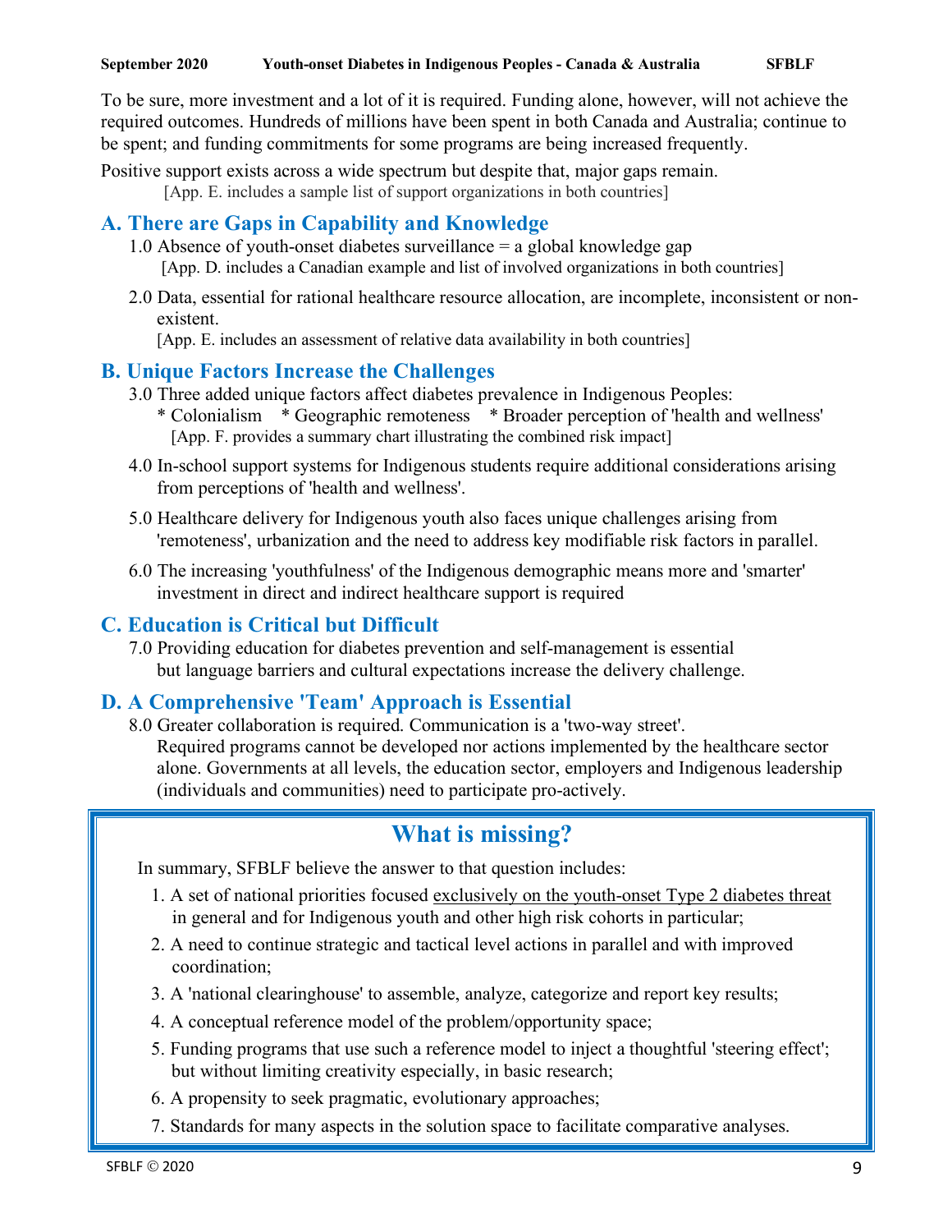To be sure, more investment and a lot of it is required. Funding alone, however, will not achieve the required outcomes. Hundreds of millions have been spent in both Canada and Australia; continue to be spent; and funding commitments for some programs are being increased frequently.

Positive support exists across a wide spectrum but despite that, major gaps remain.
[App. E. includes a sample list of support organizations in both countries]

## A. There are Gaps in Capability and Knowledge

1.0 Absence of youth-onset diabetes surveillance = a global knowledge gap
[App. D. includes a Canadian example and list of involved organizations in both countries]

2.0 Data, essential for rational healthcare resource allocation, are incomplete, inconsistent or non-existent.
[App. E. includes an assessment of relative data availability in both countries]

## B. Unique Factors Increase the Challenges

3.0 Three added unique factors affect diabetes prevalence in Indigenous Peoples:
* Colonialism * Geographic remoteness * Broader perception of 'health and wellness'
[App. F. provides a summary chart illustrating the combined risk impact]

4.0 In-school support systems for Indigenous students require additional considerations arising from perceptions of 'health and wellness'.

5.0 Healthcare delivery for Indigenous youth also faces unique challenges arising from 'remoteness', urbanization and the need to address key modifiable risk factors in parallel.

6.0 The increasing 'youthfulness' of the Indigenous demographic means more and 'smarter' investment in direct and indirect healthcare support is required

## C. Education is Critical but Difficult

7.0 Providing education for diabetes prevention and self-management is essential but language barriers and cultural expectations increase the delivery challenge.

## D. A Comprehensive 'Team' Approach is Essential

8.0 Greater collaboration is required. Communication is a 'two-way street'.
Required programs cannot be developed nor actions implemented by the healthcare sector alone. Governments at all levels, the education sector, employers and Indigenous leadership (individuals and communities) need to participate pro-actively.

## What is missing?

In summary, SFBLF believe the answer to that question includes:

1. A set of national priorities focused exclusively on the youth-onset Type 2 diabetes threat in general and for Indigenous youth and other high risk cohorts in particular;
2. A need to continue strategic and tactical level actions in parallel and with improved coordination;
3. A 'national clearinghouse' to assemble, analyze, categorize and report key results;
4. A conceptual reference model of the problem/opportunity space;
5. Funding programs that use such a reference model to inject a thoughtful 'steering effect'; but without limiting creativity especially, in basic research;
6. A propensity to seek pragmatic, evolutionary approaches;
7. Standards for many aspects in the solution space to facilitate comparative analyses.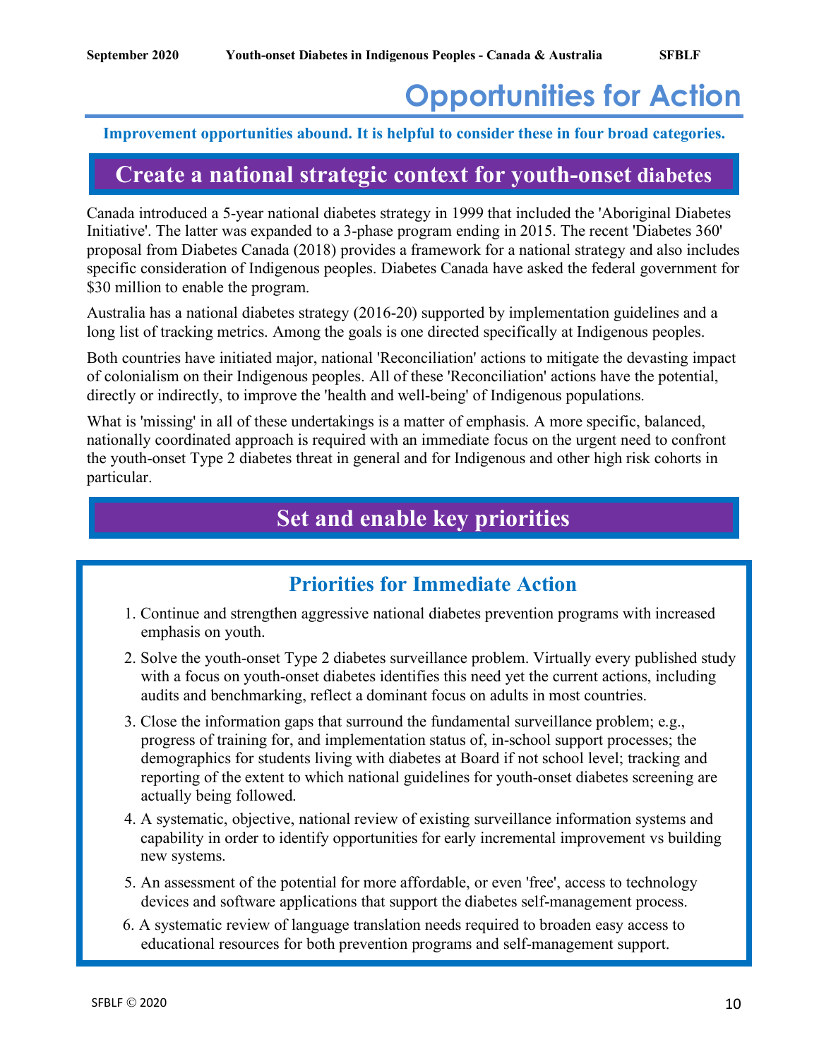# Opportunities for Action

**Improvement opportunities abound. It is helpful to consider these in four broad categories.**

## Create a national strategic context for youth-onset diabetes

Canada introduced a 5-year national diabetes strategy in 1999 that included the 'Aboriginal Diabetes Initiative'. The latter was expanded to a 3-phase program ending in 2015. The recent 'Diabetes 360' proposal from Diabetes Canada (2018) provides a framework for a national strategy and also includes specific consideration of Indigenous peoples. Diabetes Canada have asked the federal government for $30 million to enable the program.

Australia has a national diabetes strategy (2016-20) supported by implementation guidelines and a long list of tracking metrics. Among the goals is one directed specifically at Indigenous peoples.

Both countries have initiated major, national 'Reconciliation' actions to mitigate the devasting impact of colonialism on their Indigenous peoples. All of these 'Reconciliation' actions have the potential, directly or indirectly, to improve the 'health and well-being' of Indigenous populations.

What is 'missing' in all of these undertakings is a matter of emphasis. A more specific, balanced, nationally coordinated approach is required with an immediate focus on the urgent need to confront the youth-onset Type 2 diabetes threat in general and for Indigenous and other high risk cohorts in particular.

## Set and enable key priorities

### Priorities for Immediate Action

1. Continue and strengthen aggressive national diabetes prevention programs with increased emphasis on youth.
2. Solve the youth-onset Type 2 diabetes surveillance problem. Virtually every published study with a focus on youth-onset diabetes identifies this need yet the current actions, including audits and benchmarking, reflect a dominant focus on adults in most countries.
3. Close the information gaps that surround the fundamental surveillance problem; e.g., progress of training for, and implementation status of, in-school support processes; the demographics for students living with diabetes at Board if not school level; tracking and reporting of the extent to which national guidelines for youth-onset diabetes screening are actually being followed.
4. A systematic, objective, national review of existing surveillance information systems and capability in order to identify opportunities for early incremental improvement vs building new systems.
5. An assessment of the potential for more affordable, or even 'free', access to technology devices and software applications that support the diabetes self-management process.
6. A systematic review of language translation needs required to broaden easy access to educational resources for both prevention programs and self-management support.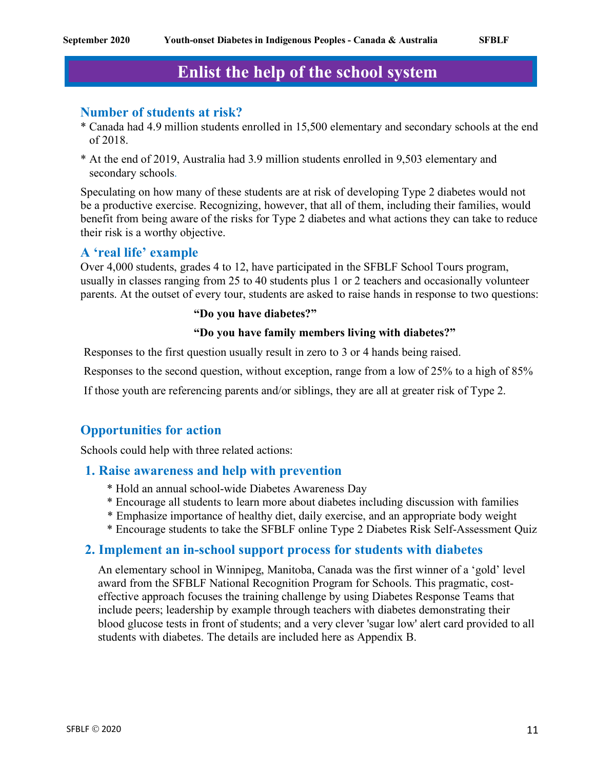# Enlist the help of the school system

## Number of students at risk?

* Canada had 4.9 million students enrolled in 15,500 elementary and secondary schools at the end of 2018.
* At the end of 2019, Australia had 3.9 million students enrolled in 9,503 elementary and secondary schools.

Speculating on how many of these students are at risk of developing Type 2 diabetes would not be a productive exercise. Recognizing, however, that all of them, including their families, would benefit from being aware of the risks for Type 2 diabetes and what actions they can take to reduce their risk is a worthy objective.

## A 'real life' example

Over 4,000 students, grades 4 to 12, have participated in the SFBLF School Tours program, usually in classes ranging from 25 to 40 students plus 1 or 2 teachers and occasionally volunteer parents. At the outset of every tour, students are asked to raise hands in response to two questions:

**"Do you have diabetes?"**

**"Do you have family members living with diabetes?"**

Responses to the first question usually result in zero to 3 or 4 hands being raised.

Responses to the second question, without exception, range from a low of 25% to a high of 85%

If those youth are referencing parents and/or siblings, they are all at greater risk of Type 2.

## Opportunities for action

Schools could help with three related actions:

### 1. Raise awareness and help with prevention

* Hold an annual school-wide Diabetes Awareness Day
* Encourage all students to learn more about diabetes including discussion with families
* Emphasize importance of healthy diet, daily exercise, and an appropriate body weight
* Encourage students to take the SFBLF online Type 2 Diabetes Risk Self-Assessment Quiz

### 2. Implement an in-school support process for students with diabetes

An elementary school in Winnipeg, Manitoba, Canada was the first winner of a 'gold' level award from the SFBLF National Recognition Program for Schools. This pragmatic, cost-effective approach focuses the training challenge by using Diabetes Response Teams that include peers; leadership by example through teachers with diabetes demonstrating their blood glucose tests in front of students; and a very clever 'sugar low' alert card provided to all students with diabetes. The details are included here as Appendix B.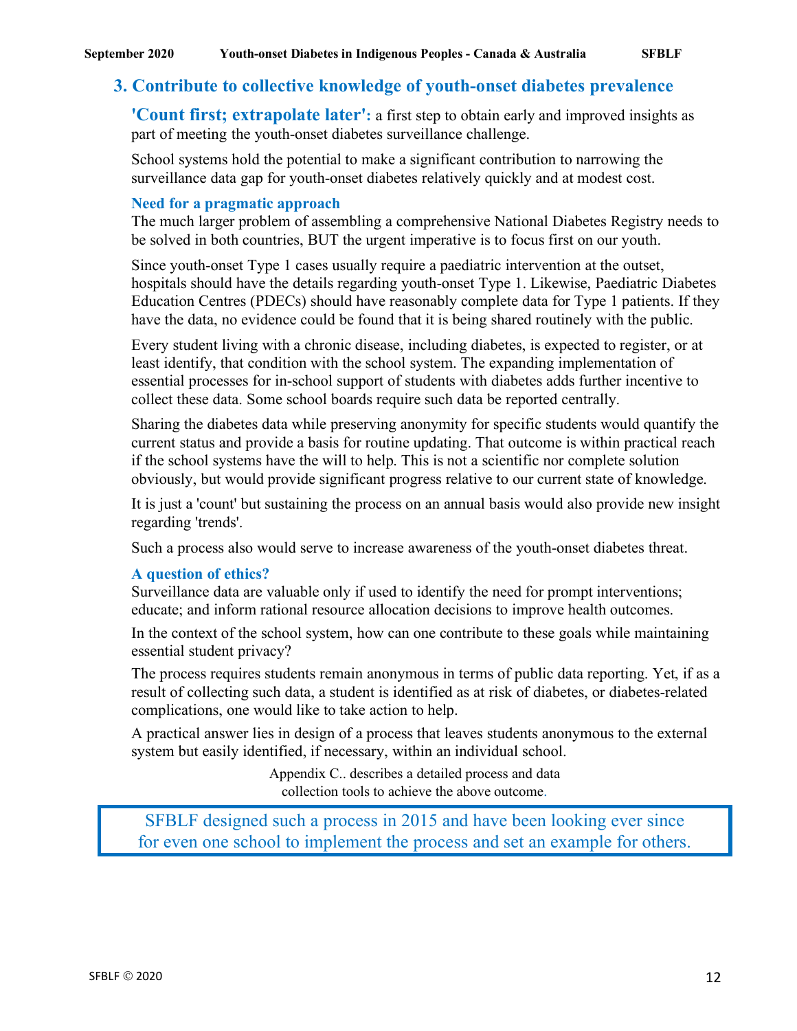## 3. Contribute to collective knowledge of youth-onset diabetes prevalence

**'Count first; extrapolate later':** a first step to obtain early and improved insights as part of meeting the youth-onset diabetes surveillance challenge.

School systems hold the potential to make a significant contribution to narrowing the surveillance data gap for youth-onset diabetes relatively quickly and at modest cost.

### Need for a pragmatic approach

The much larger problem of assembling a comprehensive National Diabetes Registry needs to be solved in both countries, BUT the urgent imperative is to focus first on our youth.

Since youth-onset Type 1 cases usually require a paediatric intervention at the outset, hospitals should have the details regarding youth-onset Type 1. Likewise, Paediatric Diabetes Education Centres (PDECs) should have reasonably complete data for Type 1 patients. If they have the data, no evidence could be found that it is being shared routinely with the public.

Every student living with a chronic disease, including diabetes, is expected to register, or at least identify, that condition with the school system. The expanding implementation of essential processes for in-school support of students with diabetes adds further incentive to collect these data. Some school boards require such data be reported centrally.

Sharing the diabetes data while preserving anonymity for specific students would quantify the current status and provide a basis for routine updating. That outcome is within practical reach if the school systems have the will to help. This is not a scientific nor complete solution obviously, but would provide significant progress relative to our current state of knowledge.

It is just a 'count' but sustaining the process on an annual basis would also provide new insight regarding 'trends'.

Such a process also would serve to increase awareness of the youth-onset diabetes threat.

### A question of ethics?

Surveillance data are valuable only if used to identify the need for prompt interventions; educate; and inform rational resource allocation decisions to improve health outcomes.

In the context of the school system, how can one contribute to these goals while maintaining essential student privacy?

The process requires students remain anonymous in terms of public data reporting. Yet, if as a result of collecting such data, a student is identified as at risk of diabetes, or diabetes-related complications, one would like to take action to help.

A practical answer lies in design of a process that leaves students anonymous to the external system but easily identified, if necessary, within an individual school.

Appendix C.. describes a detailed process and data collection tools to achieve the above outcome.

SFBLF designed such a process in 2015 and have been looking ever since for even one school to implement the process and set an example for others.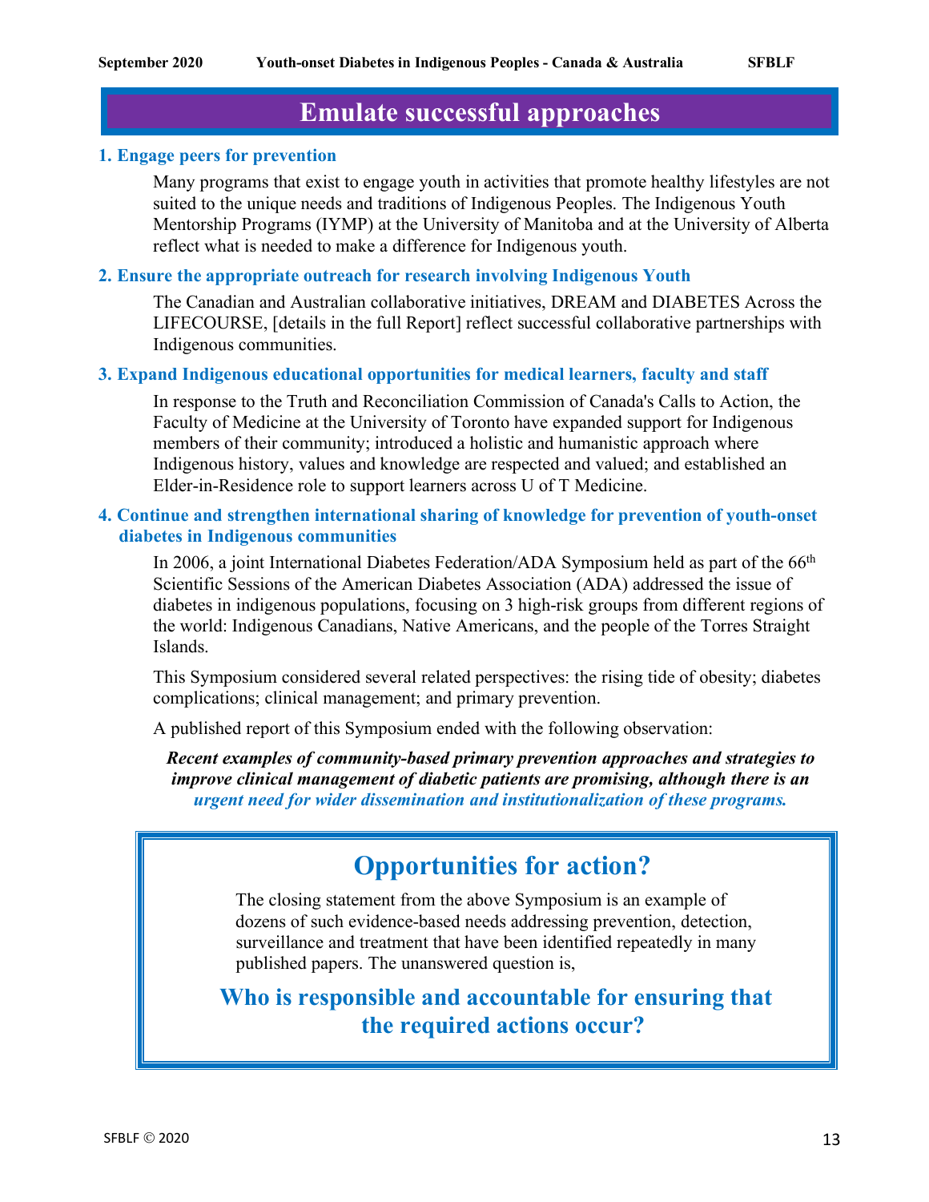# Emulate successful approaches

### 1. Engage peers for prevention

Many programs that exist to engage youth in activities that promote healthy lifestyles are not suited to the unique needs and traditions of Indigenous Peoples. The Indigenous Youth Mentorship Programs (IYMP) at the University of Manitoba and at the University of Alberta reflect what is needed to make a difference for Indigenous youth.

### 2. Ensure the appropriate outreach for research involving Indigenous Youth

The Canadian and Australian collaborative initiatives, DREAM and DIABETES Across the LIFECOURSE, [details in the full Report] reflect successful collaborative partnerships with Indigenous communities.

### 3. Expand Indigenous educational opportunities for medical learners, faculty and staff

In response to the Truth and Reconciliation Commission of Canada's Calls to Action, the Faculty of Medicine at the University of Toronto have expanded support for Indigenous members of their community; introduced a holistic and humanistic approach where Indigenous history, values and knowledge are respected and valued; and established an Elder-in-Residence role to support learners across U of T Medicine.

### 4. Continue and strengthen international sharing of knowledge for prevention of youth-onset diabetes in Indigenous communities

In 2006, a joint International Diabetes Federation/ADA Symposium held as part of the 66th Scientific Sessions of the American Diabetes Association (ADA) addressed the issue of diabetes in indigenous populations, focusing on 3 high-risk groups from different regions of the world: Indigenous Canadians, Native Americans, and the people of the Torres Straight Islands.

This Symposium considered several related perspectives: the rising tide of obesity; diabetes complications; clinical management; and primary prevention.

A published report of this Symposium ended with the following observation:

***Recent examples of community-based primary prevention approaches and strategies to improve clinical management of diabetic patients are promising, although there is an urgent need for wider dissemination and institutionalization of these programs.***

## Opportunities for action?

The closing statement from the above Symposium is an example of dozens of such evidence-based needs addressing prevention, detection, surveillance and treatment that have been identified repeatedly in many published papers. The unanswered question is,

**Who is responsible and accountable for ensuring that the required actions occur?**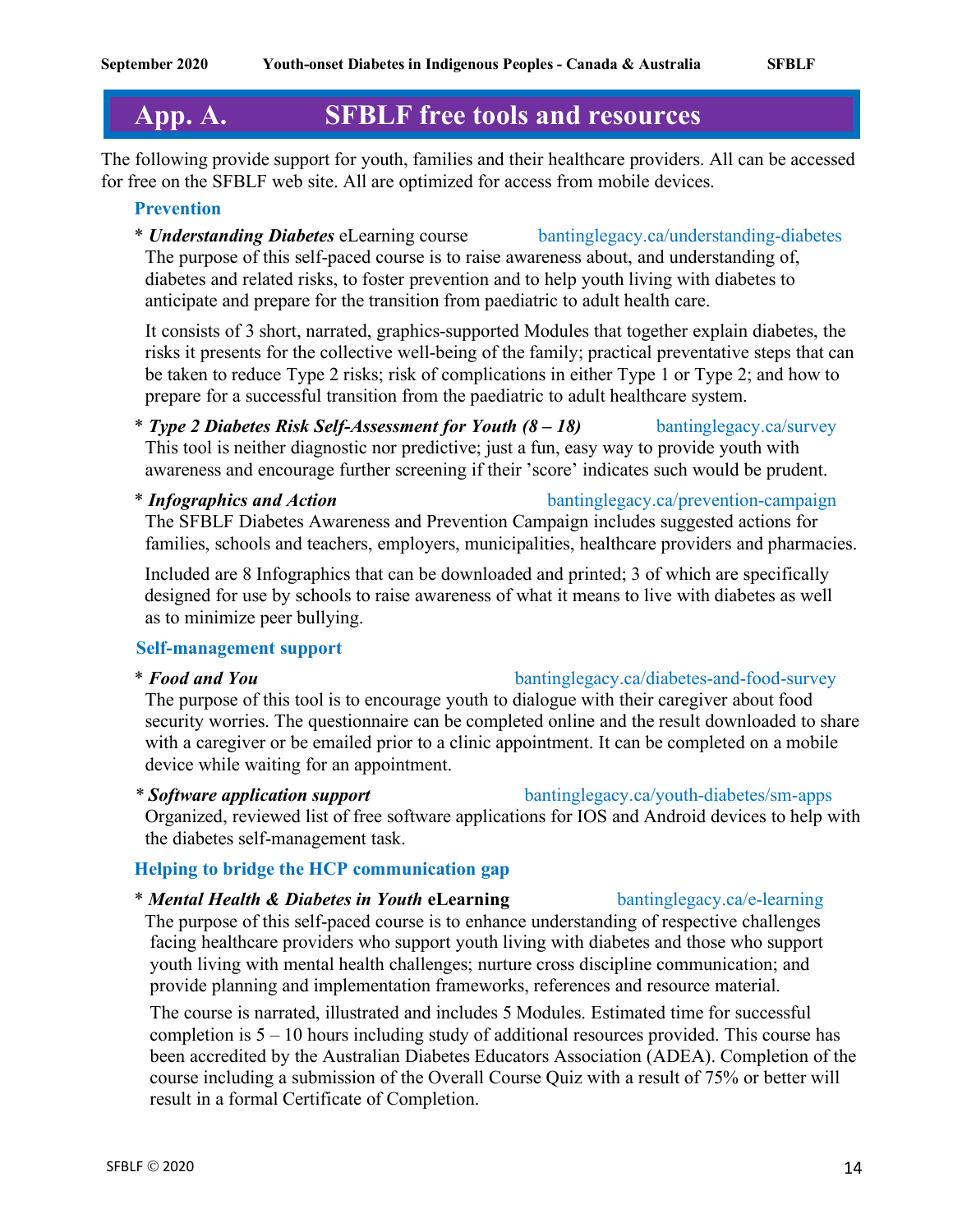# App. A. SFBLF free tools and resources

The following provide support for youth, families and their healthcare providers. All can be accessed for free on the SFBLF web site. All are optimized for access from mobile devices.

### Prevention

* ***Understanding Diabetes*** eLearning course — bantinglegacy.ca/understanding-diabetes

  The purpose of this self-paced course is to raise awareness about, and understanding of, diabetes and related risks, to foster prevention and to help youth living with diabetes to anticipate and prepare for the transition from paediatric to adult health care.

  It consists of 3 short, narrated, graphics-supported Modules that together explain diabetes, the risks it presents for the collective well-being of the family; practical preventative steps that can be taken to reduce Type 2 risks; risk of complications in either Type 1 or Type 2; and how to prepare for a successful transition from the paediatric to adult healthcare system.

* ***Type 2 Diabetes Risk Self-Assessment for Youth (8 – 18)*** — bantinglegacy.ca/survey

  This tool is neither diagnostic nor predictive; just a fun, easy way to provide youth with awareness and encourage further screening if their 'score' indicates such would be prudent.

* ***Infographics and Action*** — bantinglegacy.ca/prevention-campaign

  The SFBLF Diabetes Awareness and Prevention Campaign includes suggested actions for families, schools and teachers, employers, municipalities, healthcare providers and pharmacies.

  Included are 8 Infographics that can be downloaded and printed; 3 of which are specifically designed for use by schools to raise awareness of what it means to live with diabetes as well as to minimize peer bullying.

### Self-management support

* ***Food and You*** — bantinglegacy.ca/diabetes-and-food-survey

  The purpose of this tool is to encourage youth to dialogue with their caregiver about food security worries. The questionnaire can be completed online and the result downloaded to share with a caregiver or be emailed prior to a clinic appointment. It can be completed on a mobile device while waiting for an appointment.

* ***Software application support*** — bantinglegacy.ca/youth-diabetes/sm-apps

  Organized, reviewed list of free software applications for IOS and Android devices to help with the diabetes self-management task.

### Helping to bridge the HCP communication gap

* ***Mental Health & Diabetes in Youth*** **eLearning** — bantinglegacy.ca/e-learning

  The purpose of this self-paced course is to enhance understanding of respective challenges facing healthcare providers who support youth living with diabetes and those who support youth living with mental health challenges; nurture cross discipline communication; and provide planning and implementation frameworks, references and resource material.

  The course is narrated, illustrated and includes 5 Modules. Estimated time for successful completion is 5 – 10 hours including study of additional resources provided. This course has been accredited by the Australian Diabetes Educators Association (ADEA). Completion of the course including a submission of the Overall Course Quiz with a result of 75% or better will result in a formal Certificate of Completion.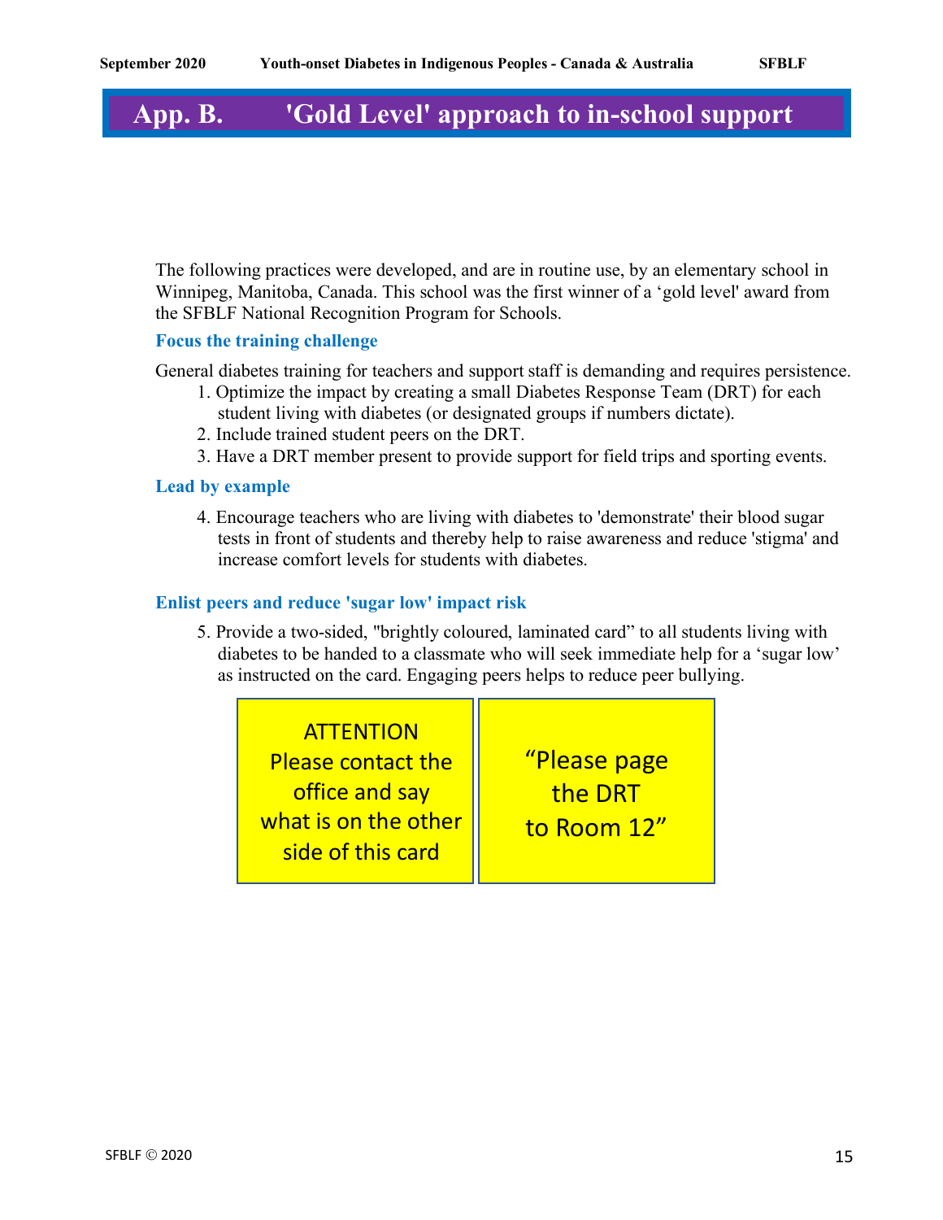# App. B. 'Gold Level' approach to in-school support

The following practices were developed, and are in routine use, by an elementary school in Winnipeg, Manitoba, Canada. This school was the first winner of a 'gold level' award from the SFBLF National Recognition Program for Schools.

### Focus the training challenge

General diabetes training for teachers and support staff is demanding and requires persistence.

1. Optimize the impact by creating a small Diabetes Response Team (DRT) for each student living with diabetes (or designated groups if numbers dictate).
2. Include trained student peers on the DRT.
3. Have a DRT member present to provide support for field trips and sporting events.

### Lead by example

4. Encourage teachers who are living with diabetes to 'demonstrate' their blood sugar tests in front of students and thereby help to raise awareness and reduce 'stigma' and increase comfort levels for students with diabetes.

### Enlist peers and reduce 'sugar low' impact risk

5. Provide a two-sided, "brightly coloured, laminated card" to all students living with diabetes to be handed to a classmate who will seek immediate help for a 'sugar low' as instructed on the card. Engaging peers helps to reduce peer bullying.

| ATTENTION Please contact the office and say what is on the other side of this card | "Please page the DRT to Room 12" |
|---|---|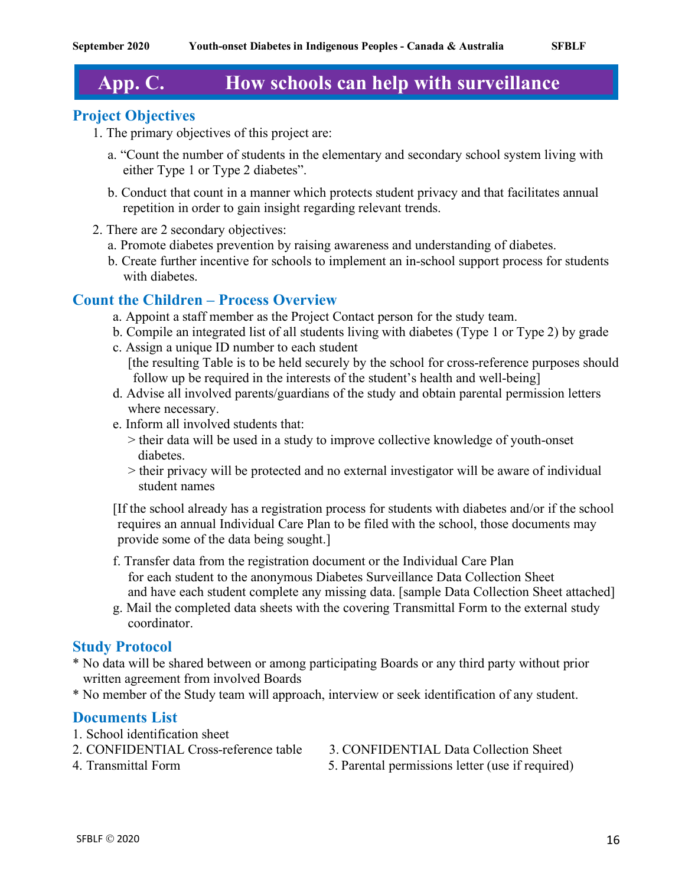# App. C. How schools can help with surveillance

## Project Objectives

1. The primary objectives of this project are:

   a. "Count the number of students in the elementary and secondary school system living with either Type 1 or Type 2 diabetes".

   b. Conduct that count in a manner which protects student privacy and that facilitates annual repetition in order to gain insight regarding relevant trends.

2. There are 2 secondary objectives:
   a. Promote diabetes prevention by raising awareness and understanding of diabetes.
   b. Create further incentive for schools to implement an in-school support process for students with diabetes.

## Count the Children – Process Overview

a. Appoint a staff member as the Project Contact person for the study team.
b. Compile an integrated list of all students living with diabetes (Type 1 or Type 2) by grade
c. Assign a unique ID number to each student
   [the resulting Table is to be held securely by the school for cross-reference purposes should follow up be required in the interests of the student's health and well-being]
d. Advise all involved parents/guardians of the study and obtain parental permission letters where necessary.
e. Inform all involved students that:
   > their data will be used in a study to improve collective knowledge of youth-onset diabetes.
   > their privacy will be protected and no external investigator will be aware of individual student names

[If the school already has a registration process for students with diabetes and/or if the school requires an annual Individual Care Plan to be filed with the school, those documents may provide some of the data being sought.]

f. Transfer data from the registration document or the Individual Care Plan for each student to the anonymous Diabetes Surveillance Data Collection Sheet and have each student complete any missing data. [sample Data Collection Sheet attached]
g. Mail the completed data sheets with the covering Transmittal Form to the external study coordinator.

## Study Protocol

* No data will be shared between or among participating Boards or any third party without prior written agreement from involved Boards
* No member of the Study team will approach, interview or seek identification of any student.

## Documents List

1. School identification sheet
2. CONFIDENTIAL Cross-reference table
3. CONFIDENTIAL Data Collection Sheet
4. Transmittal Form
5. Parental permissions letter (use if required)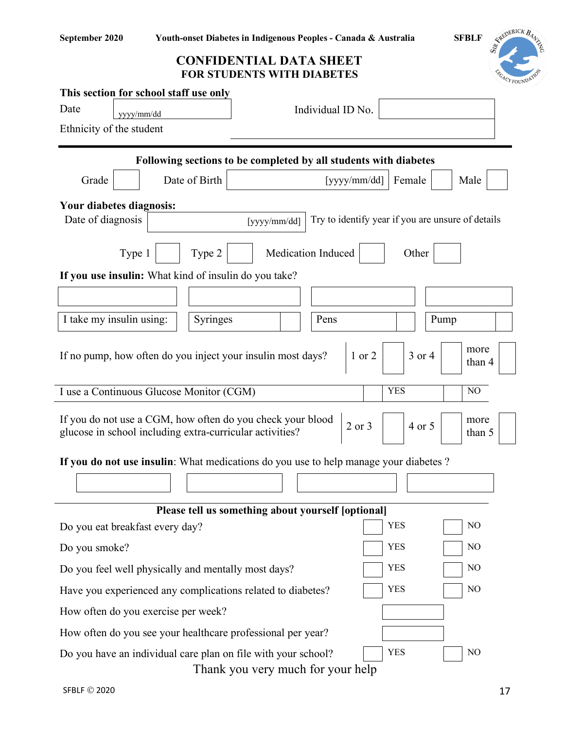# CONFIDENTIAL DATA SHEET
## FOR STUDENTS WITH DIABETES

**This section for school staff use only**

| | | | |
|---|---|---|---|
| Date | yyyy/mm/dd | Individual ID No. | |
| Ethnicity of the student | | | |

**Following sections to be completed by all students with diabetes**

| | | | | | | | |
|---|---|---|---|---|---|---|---|
| Grade | | Date of Birth | [yyyy/mm/dd] | Female | | Male | |

**Your diabetes diagnosis:**

| | | |
|---|---|---|
| Date of diagnosis | [yyyy/mm/dd] | Try to identify year if you are unsure of details |

| | | | | | | | |
|---|---|---|---|---|---|---|---|
| Type 1 | | Type 2 | | Medication Induced | | Other | |

**If you use insulin:** What kind of insulin do you take?

| | | | |
|---|---|---|---|
| | | | |
| I take my insulin using: | Syringes | Pens | Pump |

| | | | | | | |
|---|---|---|---|---|---|---|
| If no pump, how often do you inject your insulin most days? | 1 or 2 | | 3 or 4 | | more than 4 | |

| | | | | |
|---|---|---|---|---|
| I use a Continuous Glucose Monitor (CGM) | | YES | | NO |

| | | | | | | |
|---|---|---|---|---|---|---|
| If you do not use a CGM, how often do you check your blood glucose in school including extra-curricular activities? | 2 or 3 | | 4 or 5 | | more than 5 | |

**If you do not use insulin**: What medications do you use to help manage your diabetes ?

| | | | |
|---|---|---|---|
| | | | |

**Please tell us something about yourself [optional]**

| | | | | |
|---|---|---|---|---|
| Do you eat breakfast every day? | | YES | | NO |
| Do you smoke? | | YES | | NO |
| Do you feel well physically and mentally most days? | | YES | | NO |
| Have you experienced any complications related to diabetes? | | YES | | NO |
| How often do you exercise per week? | | | | |
| How often do you see your healthcare professional per year? | | | | |
| Do you have an individual care plan on file with your school? | | YES | | NO |

Thank you very much for your help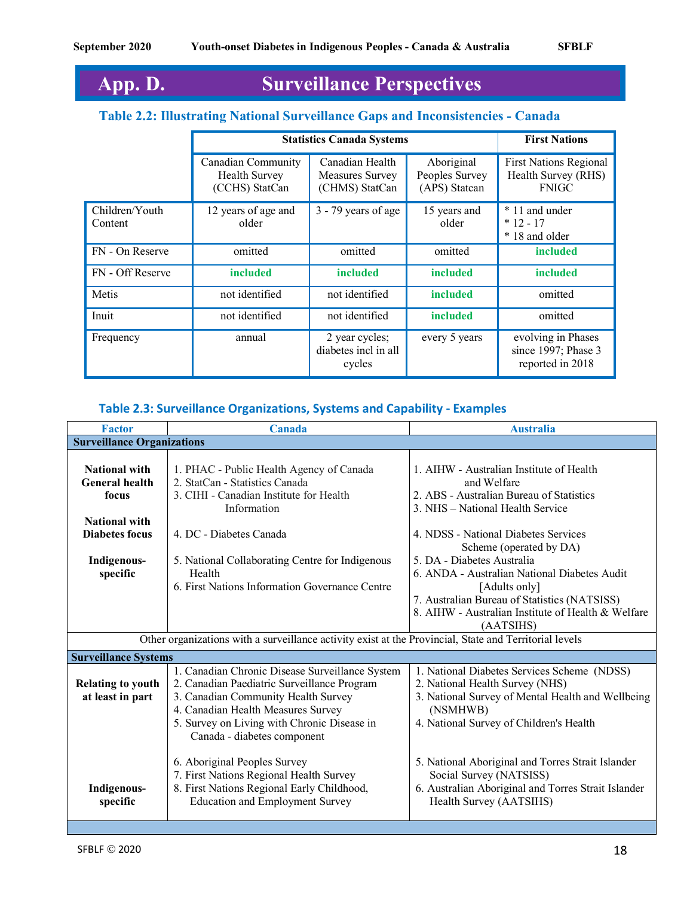# App. D. Surveillance Perspectives

### Table 2.2: Illustrating National Surveillance Gaps and Inconsistencies - Canada

| | Statistics Canada Systems | | | First Nations |
|---|---|---|---|---|
| | Canadian Community Health Survey (CCHS) StatCan | Canadian Health Measures Survey (CHMS) StatCan | Aboriginal Peoples Survey (APS) Statcan | First Nations Regional Health Survey (RHS) FNIGC |
| Children/Youth Content | 12 years of age and older | 3 - 79 years of age | 15 years and older | * 11 and under<br>* 12 - 17<br>* 18 and older |
| FN - On Reserve | omitted | omitted | omitted | included |
| FN - Off Reserve | included | included | included | included |
| Metis | not identified | not identified | included | omitted |
| Inuit | not identified | not identified | included | omitted |
| Frequency | annual | 2 year cycles; diabetes incl in all cycles | every 5 years | evolving in Phases since 1997; Phase 3 reported in 2018 |

### Table 2.3: Surveillance Organizations, Systems and Capability - Examples

| Factor | Canada | Australia |
|---|---|---|
| **Surveillance Organizations** | | |
| **National with General health focus** | 1. PHAC - Public Health Agency of Canada<br>2. StatCan - Statistics Canada<br>3. CIHI - Canadian Institute for Health Information | 1. AIHW - Australian Institute of Health and Welfare<br>2. ABS - Australian Bureau of Statistics<br>3. NHS – National Health Service |
| **National with Diabetes focus** | 4. DC - Diabetes Canada | 4. NDSS - National Diabetes Services Scheme (operated by DA)<br>5. DA - Diabetes Australia |
| **Indigenous-specific** | 5. National Collaborating Centre for Indigenous Health<br>6. First Nations Information Governance Centre | 6. ANDA - Australian National Diabetes Audit [Adults only]<br>7. Australian Bureau of Statistics (NATSISS)<br>8. AIHW - Australian Institute of Health & Welfare (AATSIHS) |
| Other organizations with a surveillance activity exist at the Provincial, State and Territorial levels | | |
| **Surveillance Systems** | | |
| **Relating to youth at least in part** | 1. Canadian Chronic Disease Surveillance System<br>2. Canadian Paediatric Surveillance Program<br>3. Canadian Community Health Survey<br>4. Canadian Health Measures Survey<br>5. Survey on Living with Chronic Disease in Canada - diabetes component | 1. National Diabetes Services Scheme (NDSS)<br>2. National Health Survey (NHS)<br>3. National Survey of Mental Health and Wellbeing (NSMHWB)<br>4. National Survey of Children's Health |
| **Indigenous-specific** | 6. Aboriginal Peoples Survey<br>7. First Nations Regional Health Survey<br>8. First Nations Regional Early Childhood, Education and Employment Survey | 5. National Aboriginal and Torres Strait Islander Social Survey (NATSISS)<br>6. Australian Aboriginal and Torres Strait Islander Health Survey (AATSIHS) |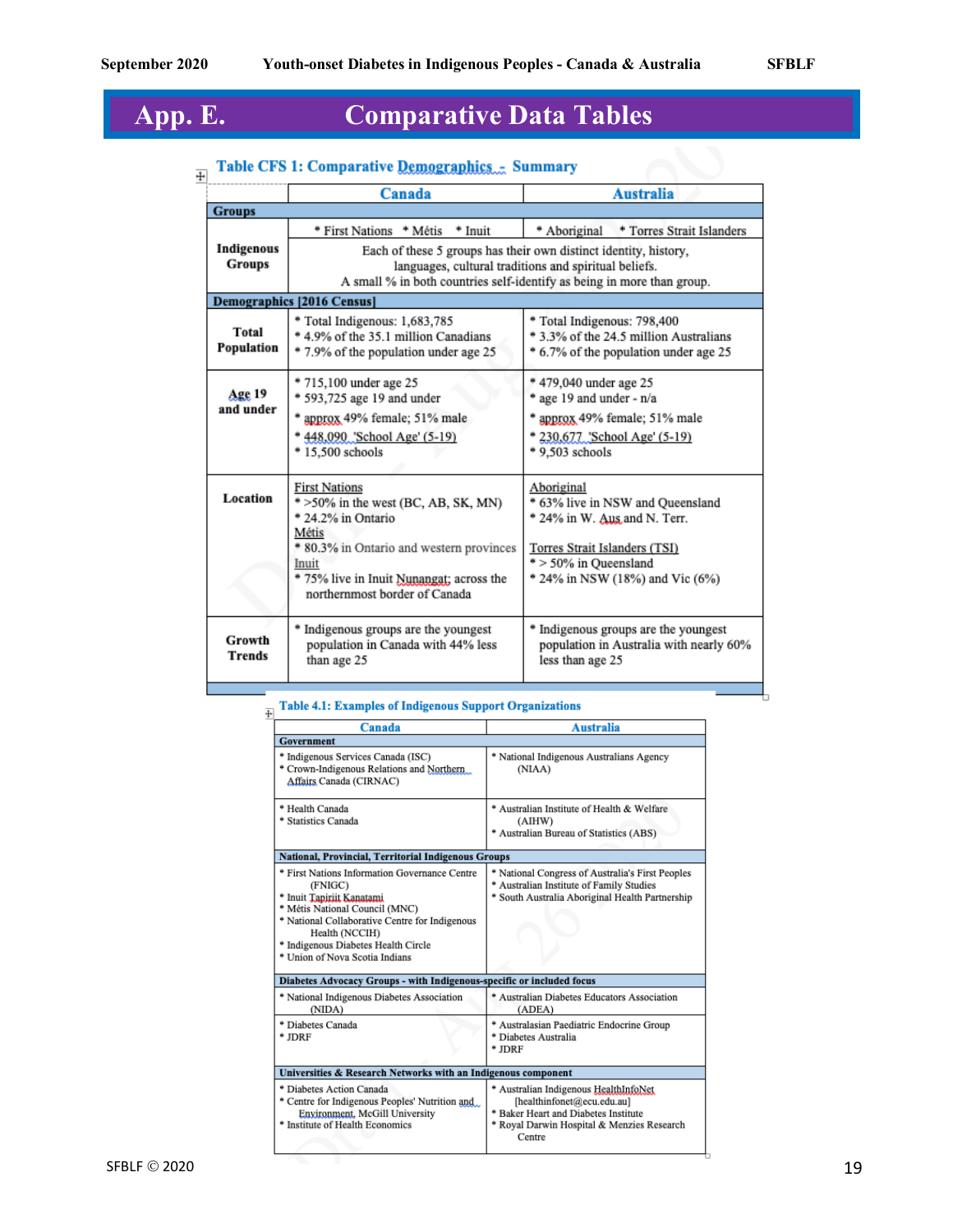# App. E. Comparative Data Tables

### Table CFS 1: Comparative Demographics - Summary

| | Canada | Australia |
|---|---|---|
| **Groups** | | |
| **Indigenous Groups** | * First Nations * Métis * Inuit | * Aboriginal * Torres Strait Islanders |
| | Each of these 5 groups has their own distinct identity, history, languages, cultural traditions and spiritual beliefs. A small % in both countries self-identify as being in more than group. | |
| **Demographics [2016 Census]** | | |
| **Total Population** | * Total Indigenous: 1,683,785<br>* 4.9% of the 35.1 million Canadians<br>* 7.9% of the population under age 25 | * Total Indigenous: 798,400<br>* 3.3% of the 24.5 million Australians<br>* 6.7% of the population under age 25 |
| **Age 19 and under** | * 715,100 under age 25<br>* 593,725 age 19 and under<br>* approx 49% female; 51% male<br>* 448,090 'School Age' (5-19)<br>* 15,500 schools | * 479,040 under age 25<br>* age 19 and under - n/a<br>* approx 49% female; 51% male<br>* 230,677 'School Age' (5-19)<br>* 9,503 schools |
| **Location** | First Nations<br>* >50% in the west (BC, AB, SK, MN)<br>* 24.2% in Ontario<br>Métis<br>* 80.3% in Ontario and western provinces<br>Inuit<br>* 75% live in Inuit Nunangat; across the northernmost border of Canada | Aboriginal<br>* 63% live in NSW and Queensland<br>* 24% in W. Aus and N. Terr.<br>Torres Strait Islanders (TSI)<br>* > 50% in Queensland<br>* 24% in NSW (18%) and Vic (6%) |
| **Growth Trends** | * Indigenous groups are the youngest population in Canada with 44% less than age 25 | * Indigenous groups are the youngest population in Australia with nearly 60% less than age 25 |

### Table 4.1: Examples of Indigenous Support Organizations

| Canada | Australia |
|---|---|
| **Government** | |
| * Indigenous Services Canada (ISC)<br>* Crown-Indigenous Relations and Northern Affairs Canada (CIRNAC) | * National Indigenous Australians Agency (NIAA) |
| * Health Canada<br>* Statistics Canada | * Australian Institute of Health & Welfare (AIHW)<br>* Australian Bureau of Statistics (ABS) |
| **National, Provincial, Territorial Indigenous Groups** | |
| * First Nations Information Governance Centre (FNIGC)<br>* Inuit Tapiriit Kanatami<br>* Métis National Council (MNC)<br>* National Collaborative Centre for Indigenous Health (NCCIH)<br>* Indigenous Diabetes Health Circle<br>* Union of Nova Scotia Indians | * National Congress of Australia's First Peoples<br>* Australian Institute of Family Studies<br>* South Australia Aboriginal Health Partnership |
| **Diabetes Advocacy Groups - with Indigenous-specific or included focus** | |
| * National Indigenous Diabetes Association (NIDA) | * Australian Diabetes Educators Association (ADEA) |
| * Diabetes Canada<br>* JDRF | * Australasian Paediatric Endocrine Group<br>* Diabetes Australia<br>* JDRF |
| **Universities & Research Networks with an Indigenous component** | |
| * Diabetes Action Canada<br>* Centre for Indigenous Peoples' Nutrition and Environment, McGill University<br>* Institute of Health Economics | * Australian Indigenous HealthInfoNet [healthinfonet@ecu.edu.au]<br>* Baker Heart and Diabetes Institute<br>* Royal Darwin Hospital & Menzies Research Centre |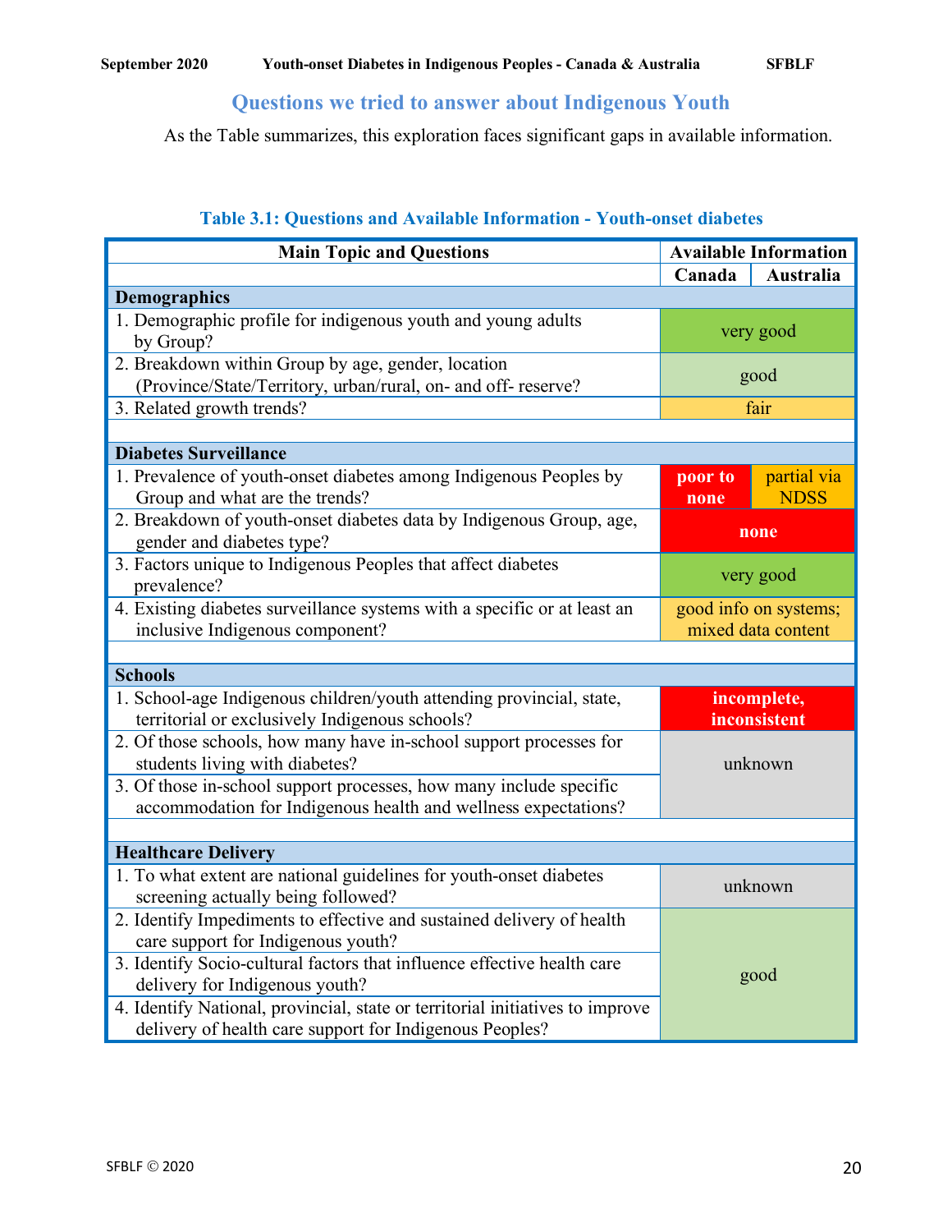## Questions we tried to answer about Indigenous Youth

As the Table summarizes, this exploration faces significant gaps in available information.

**Table 3.1: Questions and Available Information - Youth-onset diabetes**

| Main Topic and Questions | Available Information | |
|---|---|---|
| | **Canada** | **Australia** |
| **Demographics** | | |
| 1. Demographic profile for indigenous youth and young adults by Group? | very good | |
| 2. Breakdown within Group by age, gender, location (Province/State/Territory, urban/rural, on- and off- reserve? | good | |
| 3. Related growth trends? | fair | |
| **Diabetes Surveillance** | | |
| 1. Prevalence of youth-onset diabetes among Indigenous Peoples by Group and what are the trends? | **poor to none** | partial via NDSS |
| 2. Breakdown of youth-onset diabetes data by Indigenous Group, age, gender and diabetes type? | **none** | |
| 3. Factors unique to Indigenous Peoples that affect diabetes prevalence? | very good | |
| 4. Existing diabetes surveillance systems with a specific or at least an inclusive Indigenous component? | good info on systems; mixed data content | |
| **Schools** | | |
| 1. School-age Indigenous children/youth attending provincial, state, territorial or exclusively Indigenous schools? | **incomplete, inconsistent** | |
| 2. Of those schools, how many have in-school support processes for students living with diabetes? | unknown | |
| 3. Of those in-school support processes, how many include specific accommodation for Indigenous health and wellness expectations? | unknown | |
| **Healthcare Delivery** | | |
| 1. To what extent are national guidelines for youth-onset diabetes screening actually being followed? | unknown | |
| 2. Identify Impediments to effective and sustained delivery of health care support for Indigenous youth? | good | |
| 3. Identify Socio-cultural factors that influence effective health care delivery for Indigenous youth? | good | |
| 4. Identify National, provincial, state or territorial initiatives to improve delivery of health care support for Indigenous Peoples? | good | |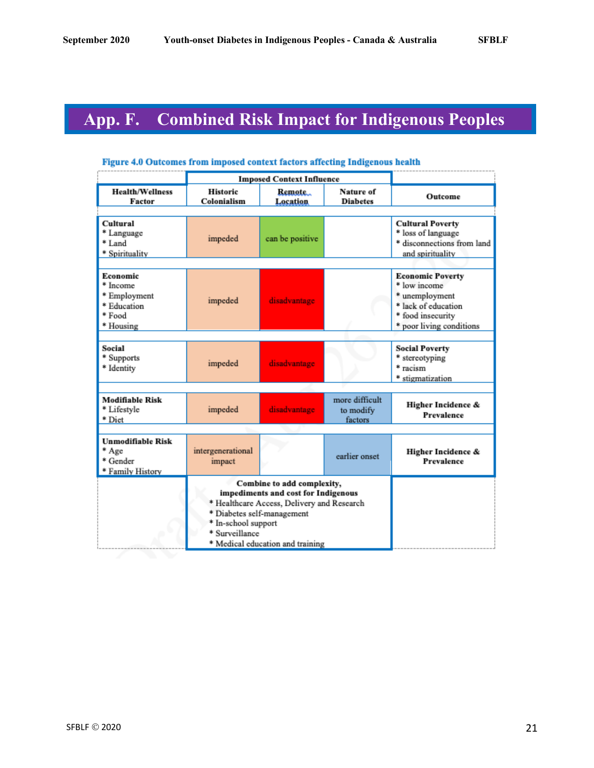# App. F. Combined Risk Impact for Indigenous Peoples

**Figure 4.0 Outcomes from imposed context factors affecting Indigenous health**

| | Imposed Context Influence | | | |
|---|---|---|---|---|
| **Health/Wellness Factor** | **Historic Colonialism** | **Remote Location** | **Nature of Diabetes** | **Outcome** |
| **Cultural** <br> * Language <br> * Land <br> * Spirituality | impeded | can be positive | | **Cultural Poverty** <br> * loss of language <br> * disconnections from land and spirituality |
| **Economic** <br> * Income <br> * Employment <br> * Education <br> * Food <br> * Housing | impeded | disadvantage | | **Economic Poverty** <br> * low income <br> * unemployment <br> * lack of education <br> * food insecurity <br> * poor living conditions |
| **Social** <br> * Supports <br> * Identity | impeded | disadvantage | | **Social Poverty** <br> * stereotyping <br> * racism <br> * stigmatization |
| **Modifiable Risk** <br> * Lifestyle <br> * Diet | impeded | disadvantage | more difficult to modify factors | **Higher Incidence & Prevalence** |
| **Unmodifiable Risk** <br> * Age <br> * Gender <br> * Family History | intergenerational impact | | earlier onset | **Higher Incidence & Prevalence** |
| | **Combine to add complexity, impediments and cost for Indigenous** <br> * Healthcare Access, Delivery and Research <br> * Diabetes self-management <br> * In-school support <br> * Surveillance <br> * Medical education and training | | | |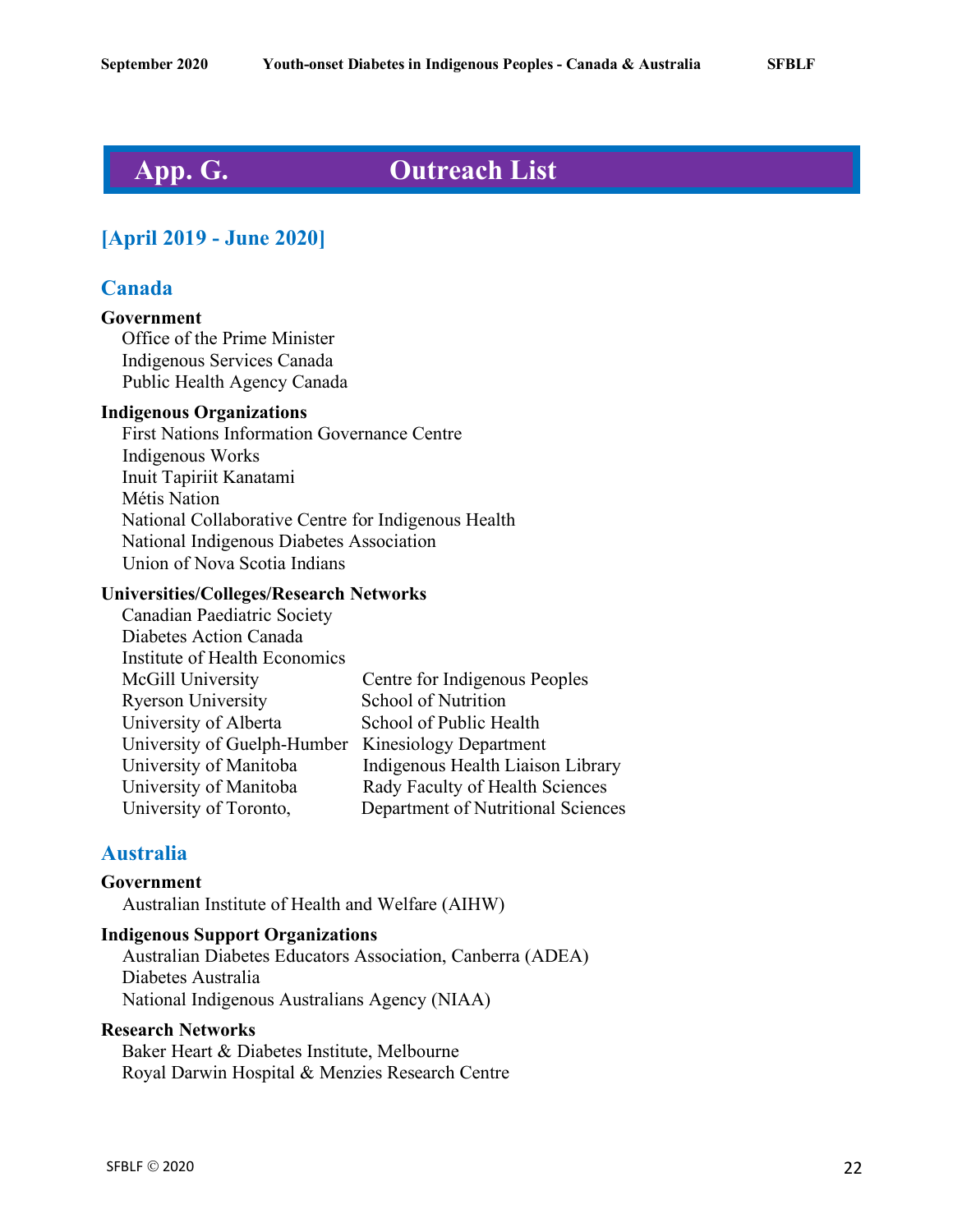# App. G. Outreach List

## [April 2019 - June 2020]

## Canada

**Government**

Office of the Prime Minister
Indigenous Services Canada
Public Health Agency Canada

**Indigenous Organizations**

First Nations Information Governance Centre
Indigenous Works
Inuit Tapiriit Kanatami
Métis Nation
National Collaborative Centre for Indigenous Health
National Indigenous Diabetes Association
Union of Nova Scotia Indians

**Universities/Colleges/Research Networks**

Canadian Paediatric Society
Diabetes Action Canada
Institute of Health Economics

| | |
|---|---|
| McGill University | Centre for Indigenous Peoples |
| Ryerson University | School of Nutrition |
| University of Alberta | School of Public Health |
| University of Guelph-Humber | Kinesiology Department |
| University of Manitoba | Indigenous Health Liaison Library |
| University of Manitoba | Rady Faculty of Health Sciences |
| University of Toronto, | Department of Nutritional Sciences |

## Australia

**Government**

Australian Institute of Health and Welfare (AIHW)

**Indigenous Support Organizations**

Australian Diabetes Educators Association, Canberra (ADEA)
Diabetes Australia
National Indigenous Australians Agency (NIAA)

**Research Networks**

Baker Heart & Diabetes Institute, Melbourne
Royal Darwin Hospital & Menzies Research Centre